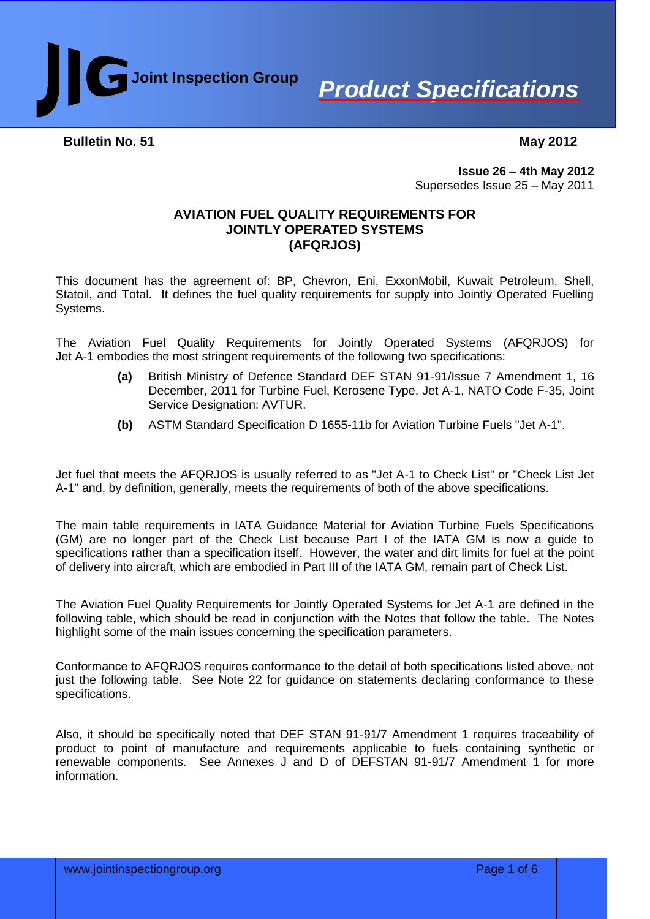**JIG** Joint Inspection Group

# *Product Specifications*

**Bulletin No. 51** **May 2012**

**Issue 26 – 4th May 2012**
Supersedes Issue 25 – May 2011

## AVIATION FUEL QUALITY REQUIREMENTS FOR JOINTLY OPERATED SYSTEMS (AFQRJOS)

This document has the agreement of: BP, Chevron, Eni, ExxonMobil, Kuwait Petroleum, Shell, Statoil, and Total. It defines the fuel quality requirements for supply into Jointly Operated Fuelling Systems.

The Aviation Fuel Quality Requirements for Jointly Operated Systems (AFQRJOS) for Jet A-1 embodies the most stringent requirements of the following two specifications:

- **(a)** British Ministry of Defence Standard DEF STAN 91-91/Issue 7 Amendment 1, 16 December, 2011 for Turbine Fuel, Kerosene Type, Jet A-1, NATO Code F-35, Joint Service Designation: AVTUR.
- **(b)** ASTM Standard Specification D 1655-11b for Aviation Turbine Fuels "Jet A-1".

Jet fuel that meets the AFQRJOS is usually referred to as "Jet A-1 to Check List" or "Check List Jet A-1" and, by definition, generally, meets the requirements of both of the above specifications.

The main table requirements in IATA Guidance Material for Aviation Turbine Fuels Specifications (GM) are no longer part of the Check List because Part I of the IATA GM is now a guide to specifications rather than a specification itself. However, the water and dirt limits for fuel at the point of delivery into aircraft, which are embodied in Part III of the IATA GM, remain part of Check List.

The Aviation Fuel Quality Requirements for Jointly Operated Systems for Jet A-1 are defined in the following table, which should be read in conjunction with the Notes that follow the table. The Notes highlight some of the main issues concerning the specification parameters.

Conformance to AFQRJOS requires conformance to the detail of both specifications listed above, not just the following table. See Note 22 for guidance on statements declaring conformance to these specifications.

Also, it should be specifically noted that DEF STAN 91-91/7 Amendment 1 requires traceability of product to point of manufacture and requirements applicable to fuels containing synthetic or renewable components. See Annexes J and D of DEFSTAN 91-91/7 Amendment 1 for more information.

www.jointinspectiongroup.org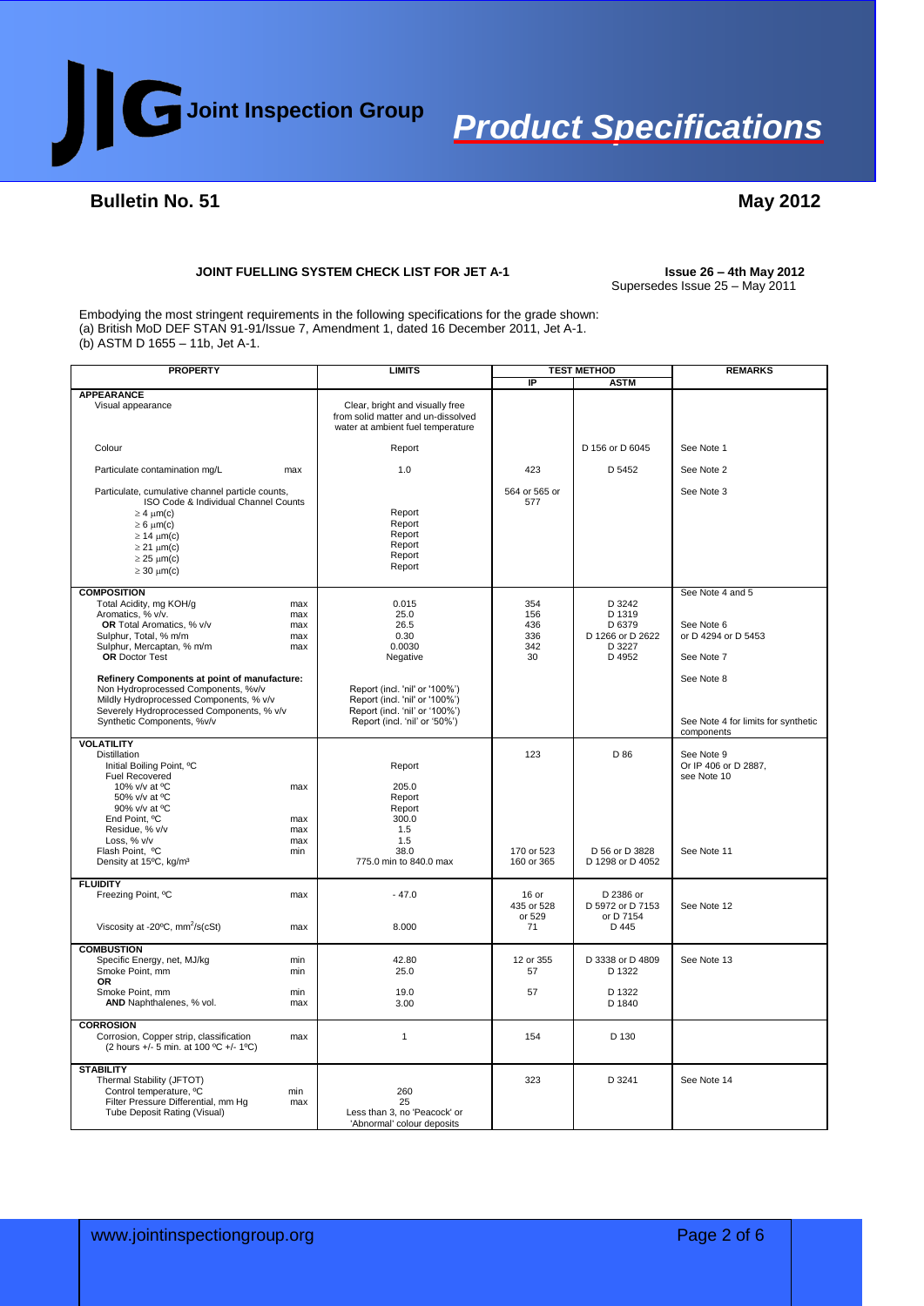# Joint Inspection Group — Product Specifications

## Bulletin No. 51 — May 2012

### JOINT FUELLING SYSTEM CHECK LIST FOR JET A-1

**Issue 26 – 4th May 2012**
Supersedes Issue 25 – May 2011

Embodying the most stringent requirements in the following specifications for the grade shown:
(a) British MoD DEF STAN 91-91/Issue 7, Amendment 1, dated 16 December 2011, Jet A-1.
(b) ASTM D 1655 – 11b, Jet A-1.

| PROPERTY | | LIMITS | TEST METHOD | | REMARKS |
|---|---|---|---|---|---|
| | | | IP | ASTM | |
| **APPEARANCE** | | | | | |
| Visual appearance | | Clear, bright and visually free from solid matter and un-dissolved water at ambient fuel temperature | | | |
| Colour | | Report | | D 156 or D 6045 | See Note 1 |
| Particulate contamination mg/L | max | 1.0 | 423 | D 5452 | See Note 2 |
| Particulate, cumulative channel particle counts, ISO Code & Individual Channel Counts | | | 564 or 565 or 577 | | See Note 3 |
| ≥ 4 μm(c) | | Report | | | |
| ≥ 6 μm(c) | | Report | | | |
| ≥ 14 μm(c) | | Report | | | |
| ≥ 21 μm(c) | | Report | | | |
| ≥ 25 μm(c) | | Report | | | |
| ≥ 30 μm(c) | | Report | | | |
| **COMPOSITION** | | | | | See Note 4 and 5 |
| Total Acidity, mg KOH/g | max | 0.015 | 354 | D 3242 | |
| Aromatics, % v/v. | max | 25.0 | 156 | D 1319 | |
| **OR** Total Aromatics, % v/v | max | 26.5 | 436 | D 6379 | See Note 6 |
| Sulphur, Total, % m/m | max | 0.30 | 336 | D 1266 or D 2622 | or D 4294 or D 5453 |
| Sulphur, Mercaptan, % m/m | max | 0.0030 | 342 | D 3227 | |
| **OR** Doctor Test | | Negative | 30 | D 4952 | See Note 7 |
| **Refinery Components at point of manufacture:** | | | | | See Note 8 |
| Non Hydroprocessed Components, %v/v | | Report (incl. 'nil' or '100%') | | | |
| Mildly Hydroprocessed Components, % v/v | | Report (incl. 'nil' or '100%') | | | |
| Severely Hydroprocessed Components, % v/v | | Report (incl. 'nil' or '100%') | | | |
| Synthetic Components, %v/v | | Report (incl. 'nil' or '50%') | | | See Note 4 for limits for synthetic components |
| **VOLATILITY** | | | | | |
| Distillation | | | 123 | D 86 | See Note 9 |
| Initial Boiling Point, ºC | | Report | | | Or IP 406 or D 2887, see Note 10 |
| Fuel Recovered | | | | | |
| 10% v/v at ºC | max | 205.0 | | | |
| 50% v/v at ºC | | Report | | | |
| 90% v/v at ºC | | Report | | | |
| End Point, ºC | max | 300.0 | | | |
| Residue, % v/v | max | 1.5 | | | |
| Loss, % v/v | max | 1.5 | | | |
| Flash Point, ºC | min | 38.0 | 170 or 523 | D 56 or D 3828 | See Note 11 |
| Density at 15ºC, kg/m³ | | 775.0 min to 840.0 max | 160 or 365 | D 1298 or D 4052 | |
| **FLUIDITY** | | | | | |
| Freezing Point, ºC | max | - 47.0 | 16 or 435 or 528 or 529 | D 2386 or D 5972 or D 7153 or D 7154 | See Note 12 |
| Viscosity at -20ºC, mm²/s(cSt) | max | 8.000 | 71 | D 445 | |
| **COMBUSTION** | | | | | |
| Specific Energy, net, MJ/kg | min | 42.80 | 12 or 355 | D 3338 or D 4809 | See Note 13 |
| Smoke Point, mm | min | 25.0 | 57 | D 1322 | |
| **OR** | | | | | |
| Smoke Point, mm | min | 19.0 | 57 | D 1322 | |
| **AND** Naphthalenes, % vol. | max | 3.00 | | D 1840 | |
| **CORROSION** | | | | | |
| Corrosion, Copper strip, classification (2 hours +/- 5 min. at 100 ºC +/- 1ºC) | max | 1 | 154 | D 130 | |
| **STABILITY** | | | | | |
| Thermal Stability (JFTOT) | | | 323 | D 3241 | See Note 14 |
| Control temperature, ºC | min | 260 | | | |
| Filter Pressure Differential, mm Hg | max | 25 | | | |
| Tube Deposit Rating (Visual) | | Less than 3, no 'Peacock' or 'Abnormal' colour deposits | | | |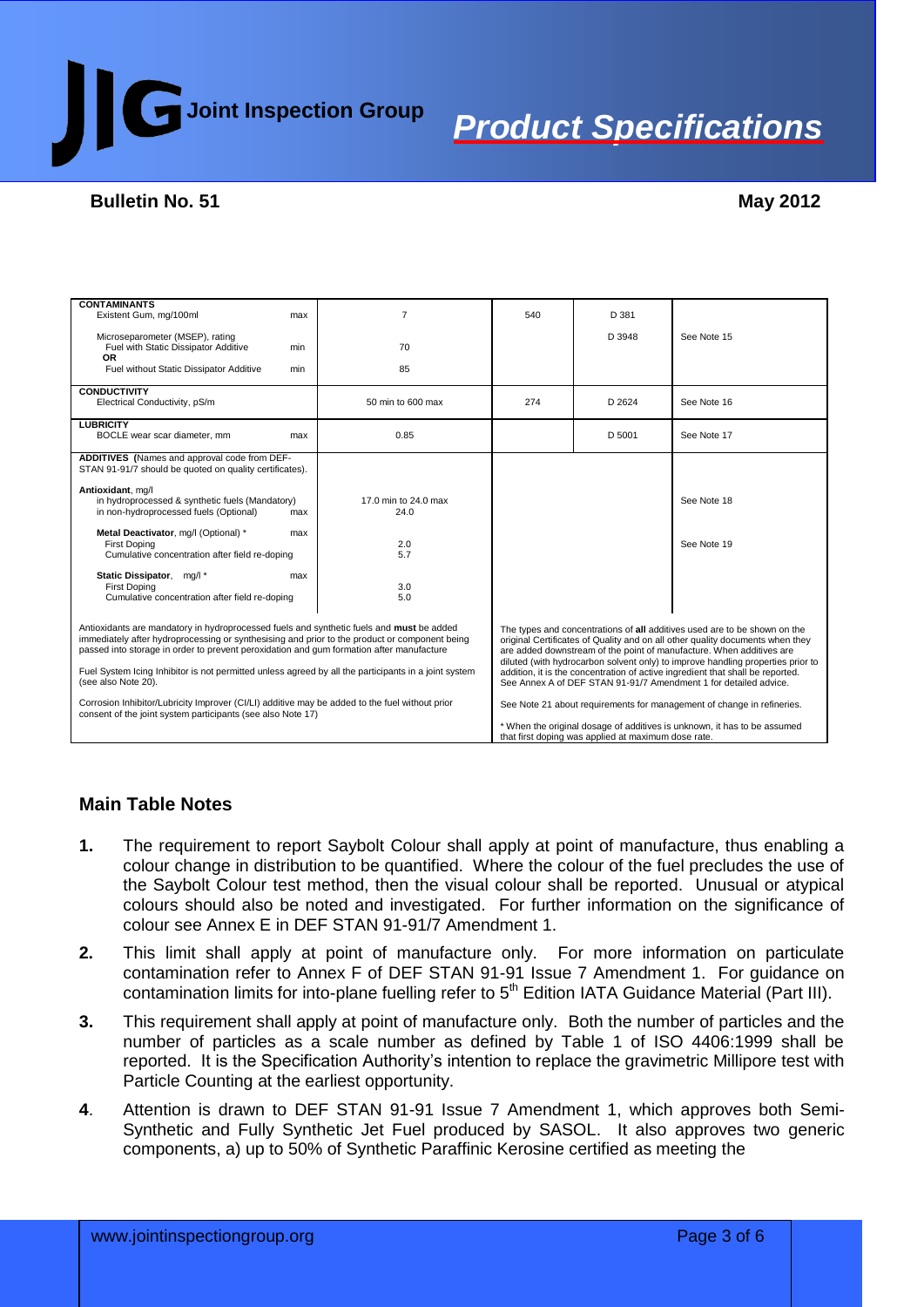| | | | | | |
|---|---|---|---|---|---|
| **CONTAMINANTS** | | | | | |
| Existent Gum, mg/100ml | max | 7 | 540 | D 381 | |
| Microseparometer (MSEP), rating | | | | D 3948 | See Note 15 |
| Fuel with Static Dissipator Additive | min | 70 | | | |
| **OR** | | | | | |
| Fuel without Static Dissipator Additive | min | 85 | | | |
| **CONDUCTIVITY** | | | | | |
| Electrical Conductivity, pS/m | | 50 min to 600 max | 274 | D 2624 | See Note 16 |
| **LUBRICITY** | | | | | |
| BOCLE wear scar diameter, mm | max | 0.85 | | D 5001 | See Note 17 |
| **ADDITIVES** (Names and approval code from DEF-STAN 91-91/7 should be quoted on quality certificates). | | | | | |
| **Antioxidant**, mg/l | | | | | |
| in hydroprocessed & synthetic fuels (Mandatory) | | 17.0 min to 24.0 max | | | See Note 18 |
| in non-hydroprocessed fuels (Optional) | max | 24.0 | | | |
| **Metal Deactivator**, mg/l (Optional) * | max | | | | See Note 19 |
| First Doping | | 2.0 | | | |
| Cumulative concentration after field re-doping | | 5.7 | | | |
| **Static Dissipator**, mg/l * | max | | | | |
| First Doping | | 3.0 | | | |
| Cumulative concentration after field re-doping | | 5.0 | | | |

Antioxidants are mandatory in hydroprocessed fuels and synthetic fuels and **must** be added immediately after hydroprocessing or synthesising and prior to the product or component being passed into storage in order to prevent peroxidation and gum formation after manufacture

Fuel System Icing Inhibitor is not permitted unless agreed by all the participants in a joint system (see also Note 20).

Corrosion Inhibitor/Lubricity Improver (CI/LI) additive may be added to the fuel without prior consent of the joint system participants (see also Note 17)

The types and concentrations of **all** additives used are to be shown on the original Certificates of Quality and on all other quality documents when they are added downstream of the point of manufacture. When additives are diluted (with hydrocarbon solvent only) to improve handling properties prior to addition, it is the concentration of active ingredient that shall be reported. See Annex A of DEF STAN 91-91/7 Amendment 1 for detailed advice.

See Note 21 about requirements for management of change in refineries.

* When the original dosage of additives is unknown, it has to be assumed that first doping was applied at maximum dose rate.

## Main Table Notes

**1.** The requirement to report Saybolt Colour shall apply at point of manufacture, thus enabling a colour change in distribution to be quantified. Where the colour of the fuel precludes the use of the Saybolt Colour test method, then the visual colour shall be reported. Unusual or atypical colours should also be noted and investigated. For further information on the significance of colour see Annex E in DEF STAN 91-91/7 Amendment 1.

**2.** This limit shall apply at point of manufacture only. For more information on particulate contamination refer to Annex F of DEF STAN 91-91 Issue 7 Amendment 1. For guidance on contamination limits for into-plane fuelling refer to 5th Edition IATA Guidance Material (Part III).

**3.** This requirement shall apply at point of manufacture only. Both the number of particles and the number of particles as a scale number as defined by Table 1 of ISO 4406:1999 shall be reported. It is the Specification Authority's intention to replace the gravimetric Millipore test with Particle Counting at the earliest opportunity.

**4**. Attention is drawn to DEF STAN 91-91 Issue 7 Amendment 1, which approves both Semi-Synthetic and Fully Synthetic Jet Fuel produced by SASOL. It also approves two generic components, a) up to 50% of Synthetic Paraffinic Kerosine certified as meeting the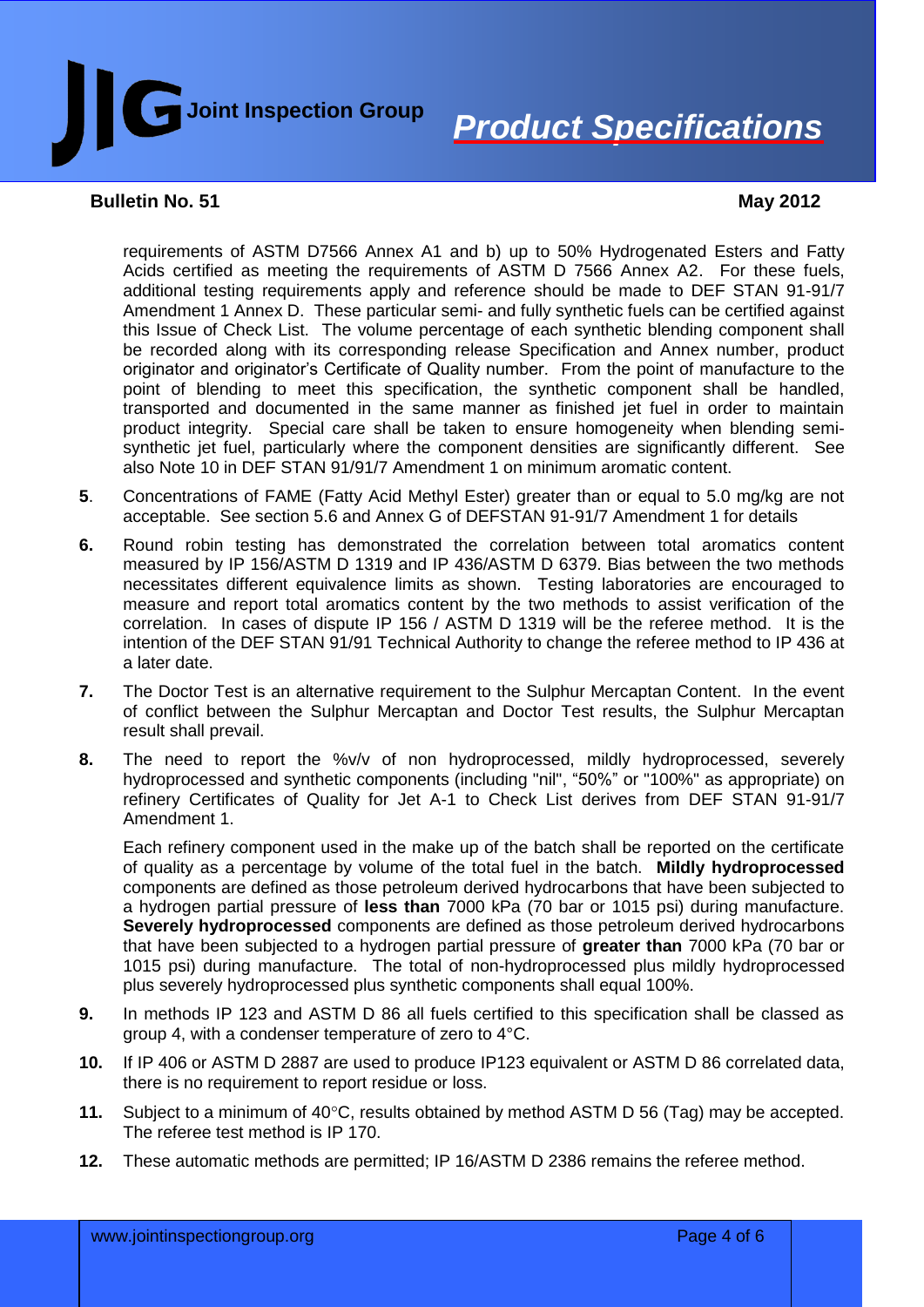requirements of ASTM D7566 Annex A1 and b) up to 50% Hydrogenated Esters and Fatty Acids certified as meeting the requirements of ASTM D 7566 Annex A2. For these fuels, additional testing requirements apply and reference should be made to DEF STAN 91-91/7 Amendment 1 Annex D. These particular semi- and fully synthetic fuels can be certified against this Issue of Check List. The volume percentage of each synthetic blending component shall be recorded along with its corresponding release Specification and Annex number, product originator and originator's Certificate of Quality number. From the point of manufacture to the point of blending to meet this specification, the synthetic component shall be handled, transported and documented in the same manner as finished jet fuel in order to maintain product integrity. Special care shall be taken to ensure homogeneity when blending semi-synthetic jet fuel, particularly where the component densities are significantly different. See also Note 10 in DEF STAN 91/91/7 Amendment 1 on minimum aromatic content.

**5**. Concentrations of FAME (Fatty Acid Methyl Ester) greater than or equal to 5.0 mg/kg are not acceptable. See section 5.6 and Annex G of DEFSTAN 91-91/7 Amendment 1 for details

**6.** Round robin testing has demonstrated the correlation between total aromatics content measured by IP 156/ASTM D 1319 and IP 436/ASTM D 6379. Bias between the two methods necessitates different equivalence limits as shown. Testing laboratories are encouraged to measure and report total aromatics content by the two methods to assist verification of the correlation. In cases of dispute IP 156 / ASTM D 1319 will be the referee method. It is the intention of the DEF STAN 91/91 Technical Authority to change the referee method to IP 436 at a later date.

**7.** The Doctor Test is an alternative requirement to the Sulphur Mercaptan Content. In the event of conflict between the Sulphur Mercaptan and Doctor Test results, the Sulphur Mercaptan result shall prevail.

**8.** The need to report the %v/v of non hydroprocessed, mildly hydroprocessed, severely hydroprocessed and synthetic components (including "nil", "50%" or "100%" as appropriate) on refinery Certificates of Quality for Jet A-1 to Check List derives from DEF STAN 91-91/7 Amendment 1.

Each refinery component used in the make up of the batch shall be reported on the certificate of quality as a percentage by volume of the total fuel in the batch. **Mildly hydroprocessed** components are defined as those petroleum derived hydrocarbons that have been subjected to a hydrogen partial pressure of **less than** 7000 kPa (70 bar or 1015 psi) during manufacture. **Severely hydroprocessed** components are defined as those petroleum derived hydrocarbons that have been subjected to a hydrogen partial pressure of **greater than** 7000 kPa (70 bar or 1015 psi) during manufacture. The total of non-hydroprocessed plus mildly hydroprocessed plus severely hydroprocessed plus synthetic components shall equal 100%.

**9.** In methods IP 123 and ASTM D 86 all fuels certified to this specification shall be classed as group 4, with a condenser temperature of zero to 4°C.

**10.** If IP 406 or ASTM D 2887 are used to produce IP123 equivalent or ASTM D 86 correlated data, there is no requirement to report residue or loss.

**11.** Subject to a minimum of 40°C, results obtained by method ASTM D 56 (Tag) may be accepted. The referee test method is IP 170.

**12.** These automatic methods are permitted; IP 16/ASTM D 2386 remains the referee method.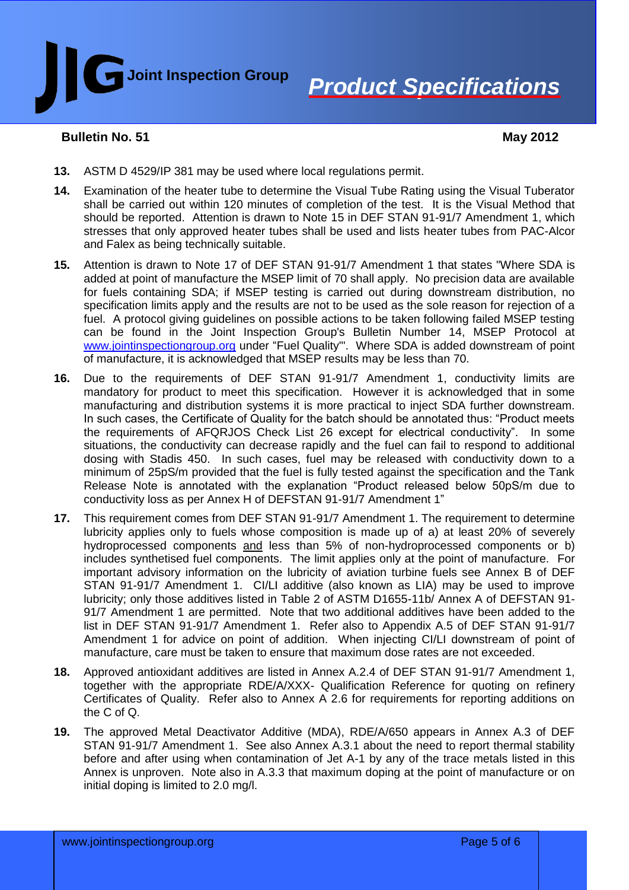**Bulletin No. 51** **May 2012**

**13.** ASTM D 4529/IP 381 may be used where local regulations permit.

**14.** Examination of the heater tube to determine the Visual Tube Rating using the Visual Tuberator shall be carried out within 120 minutes of completion of the test. It is the Visual Method that should be reported. Attention is drawn to Note 15 in DEF STAN 91-91/7 Amendment 1, which stresses that only approved heater tubes shall be used and lists heater tubes from PAC-Alcor and Falex as being technically suitable.

**15.** Attention is drawn to Note 17 of DEF STAN 91-91/7 Amendment 1 that states "Where SDA is added at point of manufacture the MSEP limit of 70 shall apply. No precision data are available for fuels containing SDA; if MSEP testing is carried out during downstream distribution, no specification limits apply and the results are not to be used as the sole reason for rejection of a fuel. A protocol giving guidelines on possible actions to be taken following failed MSEP testing can be found in the Joint Inspection Group's Bulletin Number 14, MSEP Protocol at www.jointinspectiongroup.org under "Fuel Quality"'. Where SDA is added downstream of point of manufacture, it is acknowledged that MSEP results may be less than 70.

**16.** Due to the requirements of DEF STAN 91-91/7 Amendment 1, conductivity limits are mandatory for product to meet this specification. However it is acknowledged that in some manufacturing and distribution systems it is more practical to inject SDA further downstream. In such cases, the Certificate of Quality for the batch should be annotated thus: "Product meets the requirements of AFQRJOS Check List 26 except for electrical conductivity". In some situations, the conductivity can decrease rapidly and the fuel can fail to respond to additional dosing with Stadis 450. In such cases, fuel may be released with conductivity down to a minimum of 25pS/m provided that the fuel is fully tested against the specification and the Tank Release Note is annotated with the explanation "Product released below 50pS/m due to conductivity loss as per Annex H of DEFSTAN 91-91/7 Amendment 1"

**17.** This requirement comes from DEF STAN 91-91/7 Amendment 1. The requirement to determine lubricity applies only to fuels whose composition is made up of a) at least 20% of severely hydroprocessed components and less than 5% of non-hydroprocessed components or b) includes synthetised fuel components. The limit applies only at the point of manufacture. For important advisory information on the lubricity of aviation turbine fuels see Annex B of DEF STAN 91-91/7 Amendment 1. CI/LI additive (also known as LIA) may be used to improve lubricity; only those additives listed in Table 2 of ASTM D1655-11b/ Annex A of DEFSTAN 91-91/7 Amendment 1 are permitted. Note that two additional additives have been added to the list in DEF STAN 91-91/7 Amendment 1. Refer also to Appendix A.5 of DEF STAN 91-91/7 Amendment 1 for advice on point of addition. When injecting CI/LI downstream of point of manufacture, care must be taken to ensure that maximum dose rates are not exceeded.

**18.** Approved antioxidant additives are listed in Annex A.2.4 of DEF STAN 91-91/7 Amendment 1, together with the appropriate RDE/A/XXX- Qualification Reference for quoting on refinery Certificates of Quality. Refer also to Annex A 2.6 for requirements for reporting additions on the C of Q.

**19.** The approved Metal Deactivator Additive (MDA), RDE/A/650 appears in Annex A.3 of DEF STAN 91-91/7 Amendment 1. See also Annex A.3.1 about the need to report thermal stability before and after using when contamination of Jet A-1 by any of the trace metals listed in this Annex is unproven. Note also in A.3.3 that maximum doping at the point of manufacture or on initial doping is limited to 2.0 mg/l.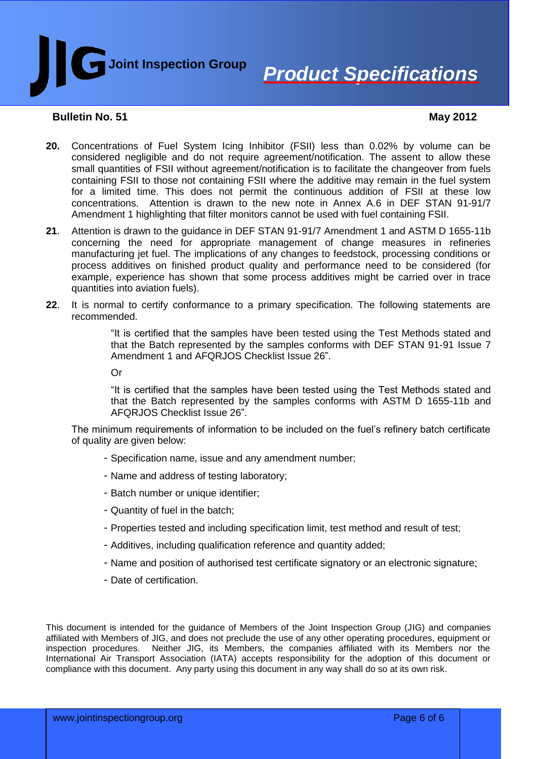**20.** Concentrations of Fuel System Icing Inhibitor (FSII) less than 0.02% by volume can be considered negligible and do not require agreement/notification. The assent to allow these small quantities of FSII without agreement/notification is to facilitate the changeover from fuels containing FSII to those not containing FSII where the additive may remain in the fuel system for a limited time. This does not permit the continuous addition of FSII at these low concentrations. Attention is drawn to the new note in Annex A.6 in DEF STAN 91-91/7 Amendment 1 highlighting that filter monitors cannot be used with fuel containing FSII.

**21**. Attention is drawn to the guidance in DEF STAN 91-91/7 Amendment 1 and ASTM D 1655-11b concerning the need for appropriate management of change measures in refineries manufacturing jet fuel. The implications of any changes to feedstock, processing conditions or process additives on finished product quality and performance need to be considered (for example, experience has shown that some process additives might be carried over in trace quantities into aviation fuels).

**22**. It is normal to certify conformance to a primary specification. The following statements are recommended.

> "It is certified that the samples have been tested using the Test Methods stated and that the Batch represented by the samples conforms with DEF STAN 91-91 Issue 7 Amendment 1 and AFQRJOS Checklist Issue 26".
>
> Or
>
> "It is certified that the samples have been tested using the Test Methods stated and that the Batch represented by the samples conforms with ASTM D 1655-11b and AFQRJOS Checklist Issue 26".

The minimum requirements of information to be included on the fuel's refinery batch certificate of quality are given below:

- Specification name, issue and any amendment number;
- Name and address of testing laboratory;
- Batch number or unique identifier;
- Quantity of fuel in the batch;
- Properties tested and including specification limit, test method and result of test;
- Additives, including qualification reference and quantity added;
- Name and position of authorised test certificate signatory or an electronic signature;
- Date of certification.

This document is intended for the guidance of Members of the Joint Inspection Group (JIG) and companies affiliated with Members of JIG, and does not preclude the use of any other operating procedures, equipment or inspection procedures. Neither JIG, its Members, the companies affiliated with its Members nor the International Air Transport Association (IATA) accepts responsibility for the adoption of this document or compliance with this document. Any party using this document in any way shall do so at its own risk.